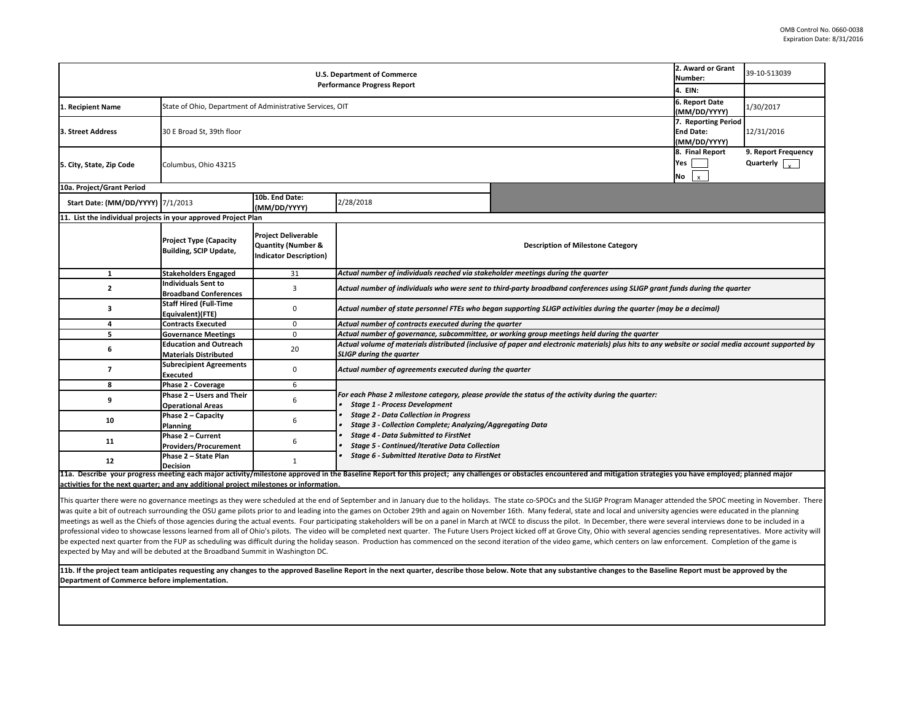OMB Control No. 0660-0038
Expiration Date: 8/31/2016

| U.S. Department of Commerce<br>Performance Progress Report | | | | 2. Award or Grant Number: | 39-10-513039 |
|---|---|---|---|---|---|
| | | | | 4. EIN: | |
| 1. Recipient Name | State of Ohio, Department of Administrative Services, OIT | | | 6. Report Date (MM/DD/YYYY) | 1/30/2017 |
| 3. Street Address | 30 E Broad St, 39th floor | | | 7. Reporting Period End Date: (MM/DD/YYYY) | 12/31/2016 |
| 5. City, State, Zip Code | Columbus, Ohio 43215 | | | 8. Final Report<br>Yes [ ]<br>No [x] | 9. Report Frequency<br>Quarterly [x] |
| 10a. Project/Grant Period | | | | | |
| Start Date: (MM/DD/YYYY) | 7/1/2013 | 10b. End Date: (MM/DD/YYYY) | 2/28/2018 | | |

**11. List the individual projects in your approved Project Plan**

| | Project Type (Capacity Building, SCIP Update, | Project Deliverable Quantity (Number & Indicator Description) | Description of Milestone Category |
|---|---|---|---|
| 1 | Stakeholders Engaged | 31 | *Actual number of individuals reached via stakeholder meetings during the quarter* |
| 2 | Individuals Sent to Broadband Conferences | 3 | *Actual number of individuals who were sent to third-party broadband conferences using SLIGP grant funds during the quarter* |
| 3 | Staff Hired (Full-Time Equivalent)(FTE) | 0 | *Actual number of state personnel FTEs who began supporting SLIGP activities during the quarter (may be a decimal)* |
| 4 | Contracts Executed | 0 | *Actual number of contracts executed during the quarter* |
| 5 | Governance Meetings | 0 | *Actual number of governance, subcommittee, or working group meetings held during the quarter* |
| 6 | Education and Outreach Materials Distributed | 20 | *Actual volume of materials distributed (inclusive of paper and electronic materials) plus hits to any website or social media account supported by SLIGP during the quarter* |
| 7 | Subrecipient Agreements Executed | 0 | *Actual number of agreements executed during the quarter* |
| 8 | Phase 2 - Coverage | 6 | *For each Phase 2 milestone category, please provide the status of the activity during the quarter:*<br>• *Stage 1 - Process Development*<br>• *Stage 2 - Data Collection in Progress*<br>• *Stage 3 - Collection Complete; Analyzing/Aggregating Data*<br>• *Stage 4 - Data Submitted to FirstNet*<br>• *Stage 5 - Continued/Iterative Data Collection*<br>• *Stage 6 - Submitted Iterative Data to FirstNet* |
| 9 | Phase 2 – Users and Their Operational Areas | 6 | |
| 10 | Phase 2 – Capacity Planning | 6 | |
| 11 | Phase 2 – Current Providers/Procurement | 6 | |
| 12 | Phase 2 – State Plan Decision | 1 | |

**11a. Describe your progress meeting each major activity/milestone approved in the Baseline Report for this project; any challenges or obstacles encountered and mitigation strategies you have employed; planned major activities for the next quarter; and any additional project milestones or information.**

This quarter there were no governance meetings as they were scheduled at the end of September and in January due to the holidays. The state co-SPOCs and the SLIGP Program Manager attended the SPOC meeting in November. There was quite a bit of outreach surrounding the OSU game pilots prior to and leading into the games on October 29th and again on November 16th. Many federal, state and local and university agencies were educated in the planning meetings as well as the Chiefs of those agencies during the actual events. Four participating stakeholders will be on a panel in March at IWCE to discuss the pilot. In December, there were several interviews done to be included in a professional video to showcase lessons learned from all of Ohio's pilots. The video will be completed next quarter. The Future Users Project kicked off at Grove City, Ohio with several agencies sending representatives. More activity will be expected next quarter from the FUP as scheduling was difficult during the holiday season. Production has commenced on the second iteration of the video game, which centers on law enforcement. Completion of the game is expected by May and will be debuted at the Broadband Summit in Washington DC.

**11b. If the project team anticipates requesting any changes to the approved Baseline Report in the next quarter, describe those below. Note that any substantive changes to the Baseline Report must be approved by the Department of Commerce before implementation.**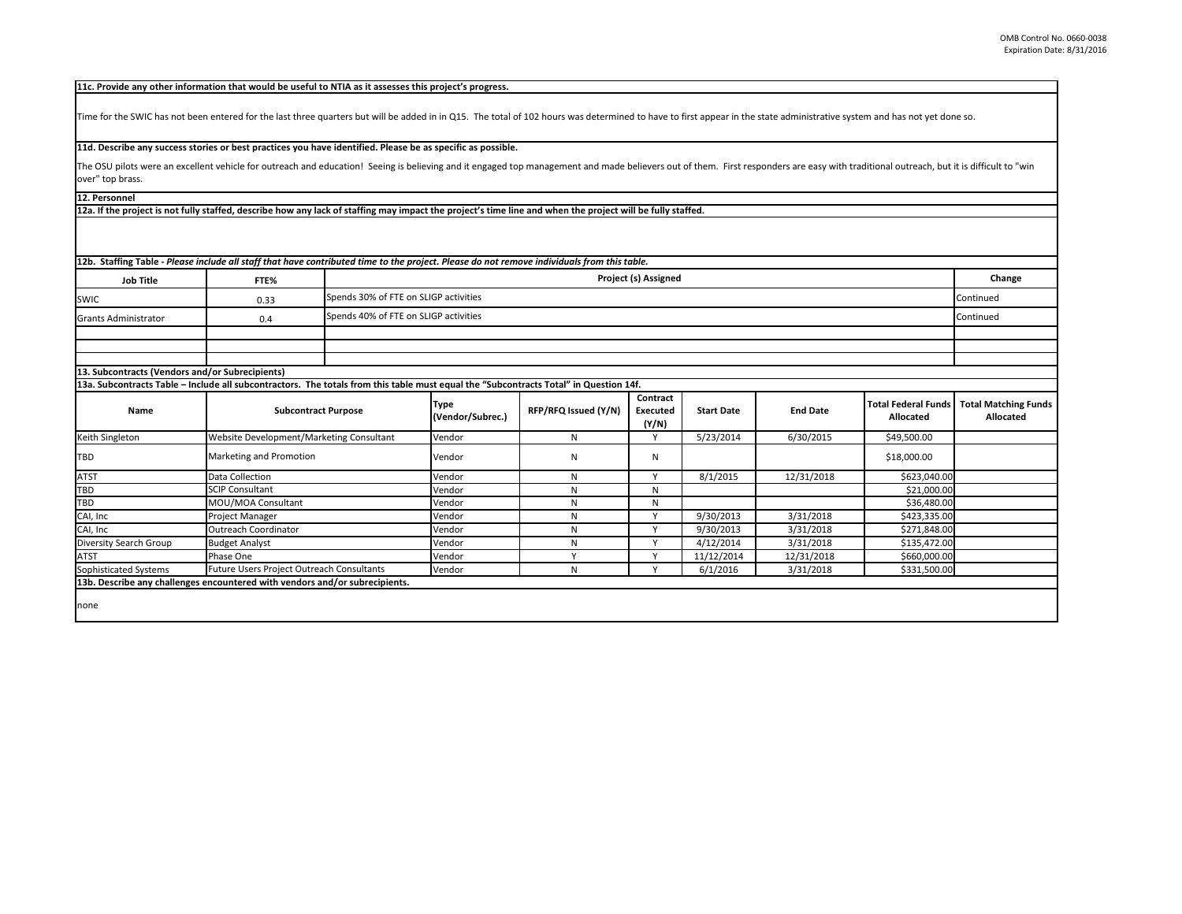**11c. Provide any other information that would be useful to NTIA as it assesses this project's progress.**

Time for the SWIC has not been entered for the last three quarters but will be added in in Q15. The total of 102 hours was determined to have to first appear in the state administrative system and has not yet done so.

**11d. Describe any success stories or best practices you have identified. Please be as specific as possible.**

The OSU pilots were an excellent vehicle for outreach and education! Seeing is believing and it engaged top management and made believers out of them. First responders are easy with traditional outreach, but it is difficult to "win over" top brass.

**12. Personnel**

**12a. If the project is not fully staffed, describe how any lack of staffing may impact the project's time line and when the project will be fully staffed.**

**12b. Staffing Table** - *Please include all staff that have contributed time to the project. Please do not remove individuals from this table.*

| Job Title | FTE% | Project (s) Assigned | Change |
|---|---|---|---|
| SWIC | 0.33 | Spends 30% of FTE on SLIGP activities | Continued |
| Grants Administrator | 0.4 | Spends 40% of FTE on SLIGP activities | Continued |
| | | | |
| | | | |
| | | | |

**13. Subcontracts (Vendors and/or Subrecipients)**

**13a. Subcontracts Table – Include all subcontractors. The totals from this table must equal the "Subcontracts Total" in Question 14f.**

| Name | Subcontract Purpose | Type (Vendor/Subrec.) | RFP/RFQ Issued (Y/N) | Contract Executed (Y/N) | Start Date | End Date | Total Federal Funds Allocated | Total Matching Funds Allocated |
|---|---|---|---|---|---|---|---|---|
| Keith Singleton | Website Development/Marketing Consultant | Vendor | N | Y | 5/23/2014 | 6/30/2015 | $49,500.00 | |
| TBD | Marketing and Promotion | Vendor | N | N | | | $18,000.00 | |
| ATST | Data Collection | Vendor | N | Y | 8/1/2015 | 12/31/2018 | $623,040.00 | |
| TBD | SCIP Consultant | Vendor | N | N | | | $21,000.00 | |
| TBD | MOU/MOA Consultant | Vendor | N | N | | | $36,480.00 | |
| CAI, Inc | Project Manager | Vendor | N | Y | 9/30/2013 | 3/31/2018 | $423,335.00 | |
| CAI, Inc | Outreach Coordinator | Vendor | N | Y | 9/30/2013 | 3/31/2018 | $271,848.00 | |
| Diversity Search Group | Budget Analyst | Vendor | N | Y | 4/12/2014 | 3/31/2018 | $135,472.00 | |
| ATST | Phase One | Vendor | Y | Y | 11/12/2014 | 12/31/2018 | $660,000.00 | |
| Sophisticated Systems | Future Users Project Outreach Consultants | Vendor | N | Y | 6/1/2016 | 3/31/2018 | $331,500.00 | |

**13b. Describe any challenges encountered with vendors and/or subrecipients.**

none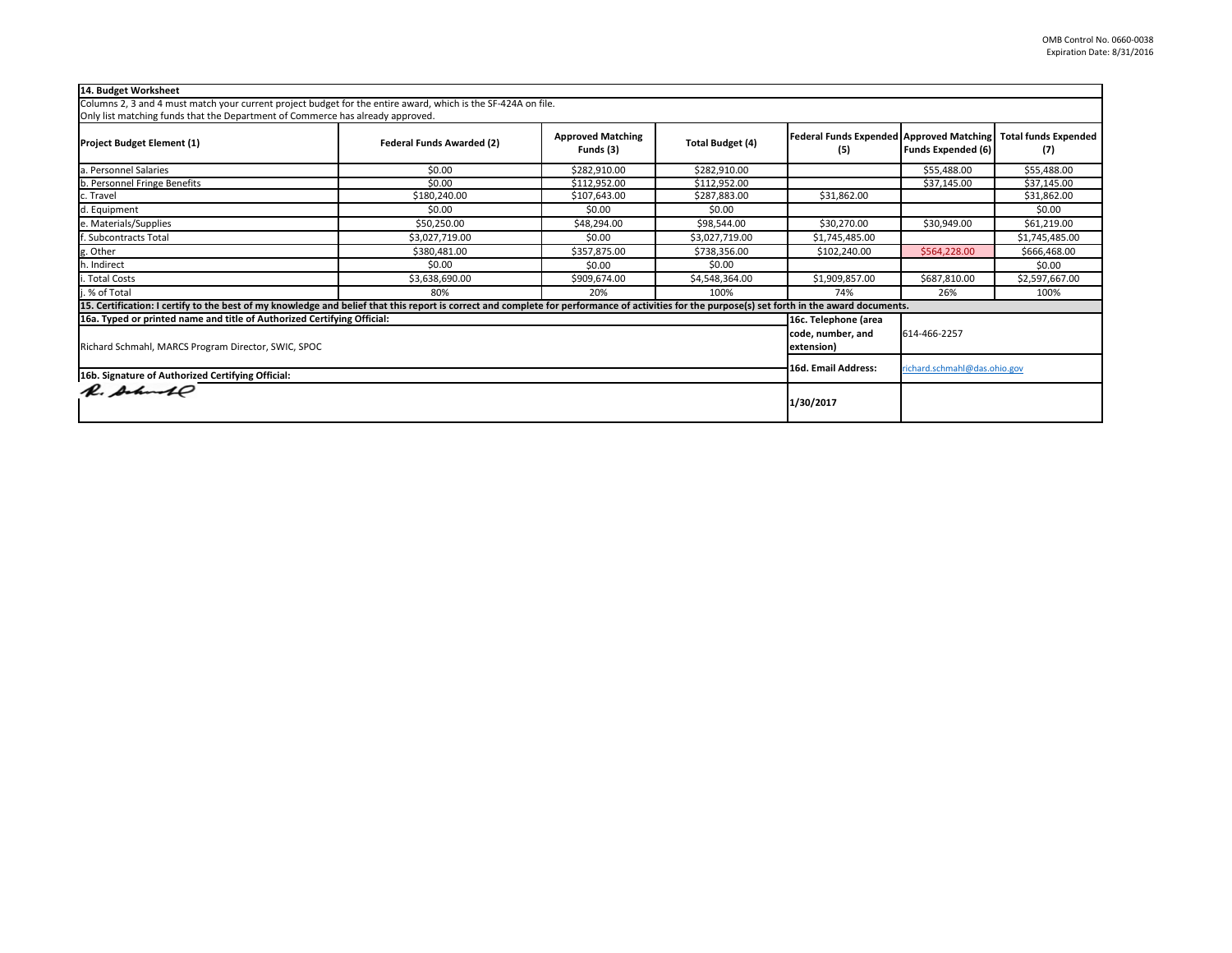## 14. Budget Worksheet

Columns 2, 3 and 4 must match your current project budget for the entire award, which is the SF-424A on file.
Only list matching funds that the Department of Commerce has already approved.

| Project Budget Element (1) | Federal Funds Awarded (2) | Approved Matching Funds (3) | Total Budget (4) | Federal Funds Expended (5) | Approved Matching Funds Expended (6) | Total funds Expended (7) |
|---|---|---|---|---|---|---|
| a. Personnel Salaries | $0.00 | $282,910.00 | $282,910.00 | | $55,488.00 | $55,488.00 |
| b. Personnel Fringe Benefits | $0.00 | $112,952.00 | $112,952.00 | | $37,145.00 | $37,145.00 |
| c. Travel | $180,240.00 | $107,643.00 | $287,883.00 | $31,862.00 | | $31,862.00 |
| d. Equipment | $0.00 | $0.00 | $0.00 | | | $0.00 |
| e. Materials/Supplies | $50,250.00 | $48,294.00 | $98,544.00 | $30,270.00 | $30,949.00 | $61,219.00 |
| f. Subcontracts Total | $3,027,719.00 | $0.00 | $3,027,719.00 | $1,745,485.00 | | $1,745,485.00 |
| g. Other | $380,481.00 | $357,875.00 | $738,356.00 | $102,240.00 | $564,228.00 | $666,468.00 |
| h. Indirect | $0.00 | $0.00 | $0.00 | | | $0.00 |
| i. Total Costs | $3,638,690.00 | $909,674.00 | $4,548,364.00 | $1,909,857.00 | $687,810.00 | $2,597,667.00 |
| j. % of Total | 80% | 20% | 100% | 74% | 26% | 100% |

**15. Certification: I certify to the best of my knowledge and belief that this report is correct and complete for performance of activities for the purpose(s) set forth in the award documents.**

**16a. Typed or printed name and title of Authorized Certifying Official:**

Richard Schmahl, MARCS Program Director, SWIC, SPOC

**16b. Signature of Authorized Certifying Official:**

R. Schmahl

**16c. Telephone (area code, number, and extension)** 614-466-2257

**16d. Email Address:** richard.schmahl@das.ohio.gov

1/30/2017